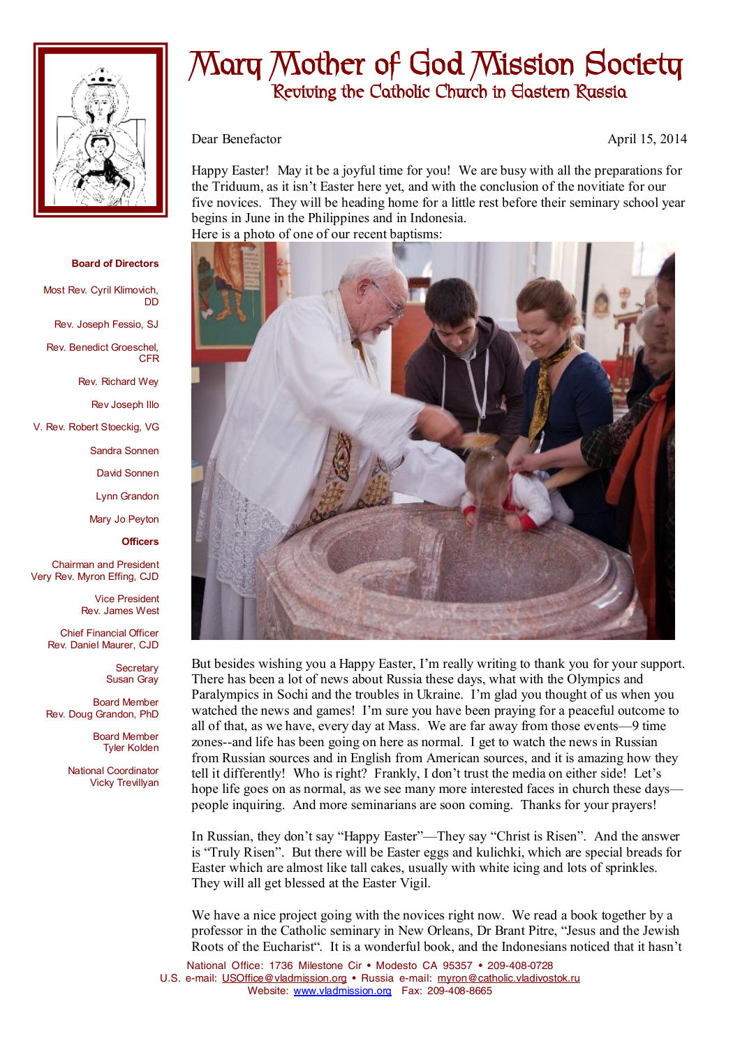# Mary Mother of God Mission Society

## Reviving the Catholic Church in Eastern Russia

**Board of Directors**

Most Rev. Cyril Klimovich, DD

Rev. Joseph Fessio, SJ

Rev. Benedict Groeschel, CFR

Rev. Richard Wey

Rev Joseph Illo

V. Rev. Robert Stoeckig, VG

Sandra Sonnen

David Sonnen

Lynn Grandon

Mary Jo Peyton

**Officers**

Chairman and President
Very Rev. Myron Effing, CJD

Vice President
Rev. James West

Chief Financial Officer
Rev. Daniel Maurer, CJD

Secretary
Susan Gray

Board Member
Rev. Doug Grandon, PhD

Board Member
Tyler Kolden

National Coordinator
Vicky Trevillyan

Dear Benefactor

April 15, 2014

Happy Easter! May it be a joyful time for you! We are busy with all the preparations for the Triduum, as it isn't Easter here yet, and with the conclusion of the novitiate for our five novices. They will be heading home for a little rest before their seminary school year begins in June in the Philippines and in Indonesia.
Here is a photo of one of our recent baptisms:

But besides wishing you a Happy Easter, I'm really writing to thank you for your support. There has been a lot of news about Russia these days, what with the Olympics and Paralympics in Sochi and the troubles in Ukraine. I'm glad you thought of us when you watched the news and games! I'm sure you have been praying for a peaceful outcome to all of that, as we have, every day at Mass. We are far away from those events—9 time zones--and life has been going on here as normal. I get to watch the news in Russian from Russian sources and in English from American sources, and it is amazing how they tell it differently! Who is right? Frankly, I don't trust the media on either side! Let's hope life goes on as normal, as we see many more interested faces in church these days—people inquiring. And more seminarians are soon coming. Thanks for your prayers!

In Russian, they don't say "Happy Easter"—They say "Christ is Risen". And the answer is "Truly Risen". But there will be Easter eggs and kulichki, which are special breads for Easter which are almost like tall cakes, usually with white icing and lots of sprinkles. They will all get blessed at the Easter Vigil.

We have a nice project going with the novices right now. We read a book together by a professor in the Catholic seminary in New Orleans, Dr Brant Pitre, "Jesus and the Jewish Roots of the Eucharist". It is a wonderful book, and the Indonesians noticed that it hasn't

National Office: 1736 Milestone Cir • Modesto CA 95357 • 209-408-0728
U.S. e-mail: USOffice@vladmission.org • Russia e-mail: myron@catholic.vladivostok.ru
Website: www.vladmission.org Fax: 209-408-8665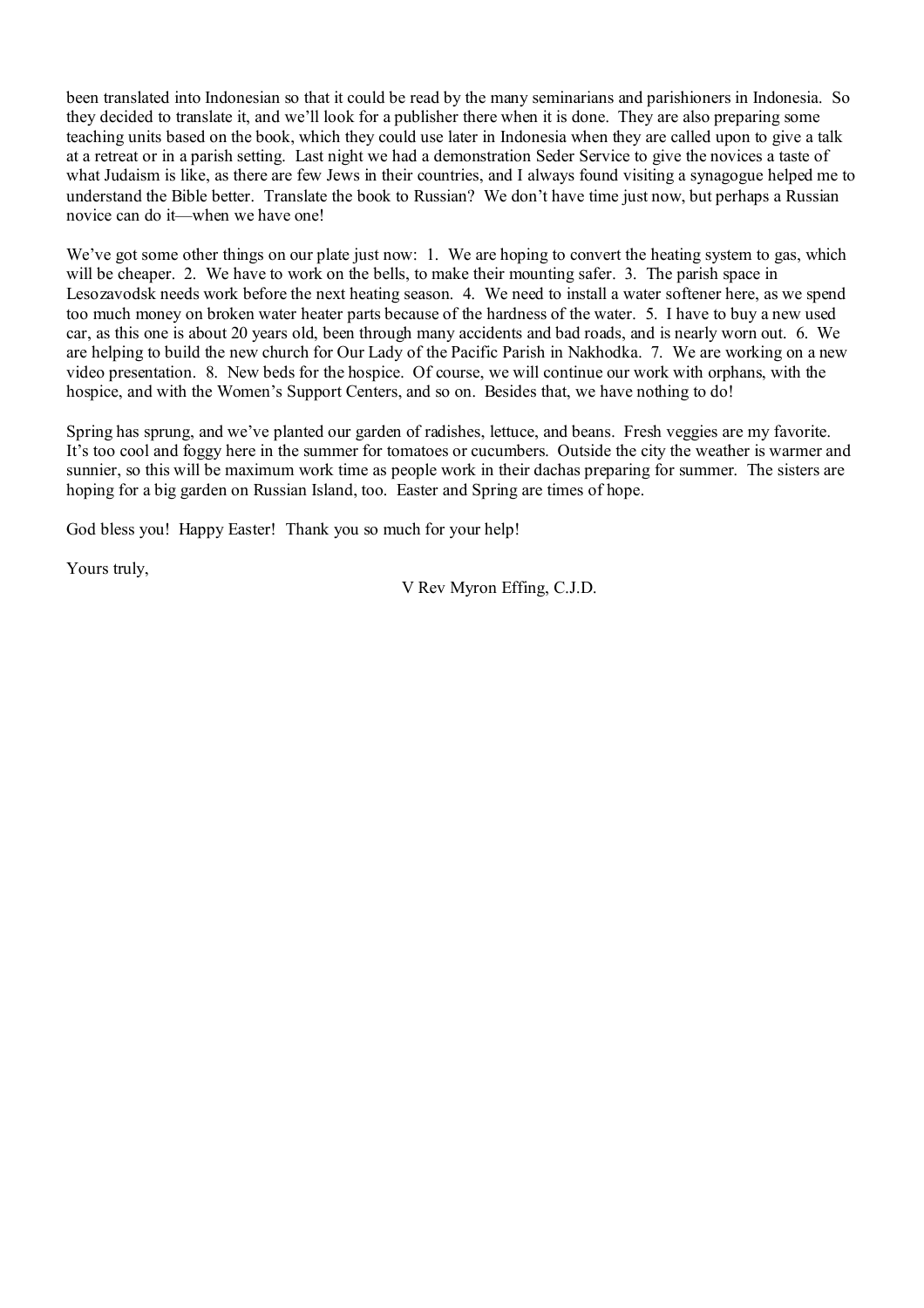been translated into Indonesian so that it could be read by the many seminarians and parishioners in Indonesia. So they decided to translate it, and we'll look for a publisher there when it is done. They are also preparing some teaching units based on the book, which they could use later in Indonesia when they are called upon to give a talk at a retreat or in a parish setting. Last night we had a demonstration Seder Service to give the novices a taste of what Judaism is like, as there are few Jews in their countries, and I always found visiting a synagogue helped me to understand the Bible better. Translate the book to Russian? We don't have time just now, but perhaps a Russian novice can do it—when we have one!

We've got some other things on our plate just now: 1. We are hoping to convert the heating system to gas, which will be cheaper. 2. We have to work on the bells, to make their mounting safer. 3. The parish space in Lesozavodsk needs work before the next heating season. 4. We need to install a water softener here, as we spend too much money on broken water heater parts because of the hardness of the water. 5. I have to buy a new used car, as this one is about 20 years old, been through many accidents and bad roads, and is nearly worn out. 6. We are helping to build the new church for Our Lady of the Pacific Parish in Nakhodka. 7. We are working on a new video presentation. 8. New beds for the hospice. Of course, we will continue our work with orphans, with the hospice, and with the Women's Support Centers, and so on. Besides that, we have nothing to do!

Spring has sprung, and we've planted our garden of radishes, lettuce, and beans. Fresh veggies are my favorite. It's too cool and foggy here in the summer for tomatoes or cucumbers. Outside the city the weather is warmer and sunnier, so this will be maximum work time as people work in their dachas preparing for summer. The sisters are hoping for a big garden on Russian Island, too. Easter and Spring are times of hope.

God bless you! Happy Easter! Thank you so much for your help!

Yours truly,

V Rev Myron Effing, C.J.D.